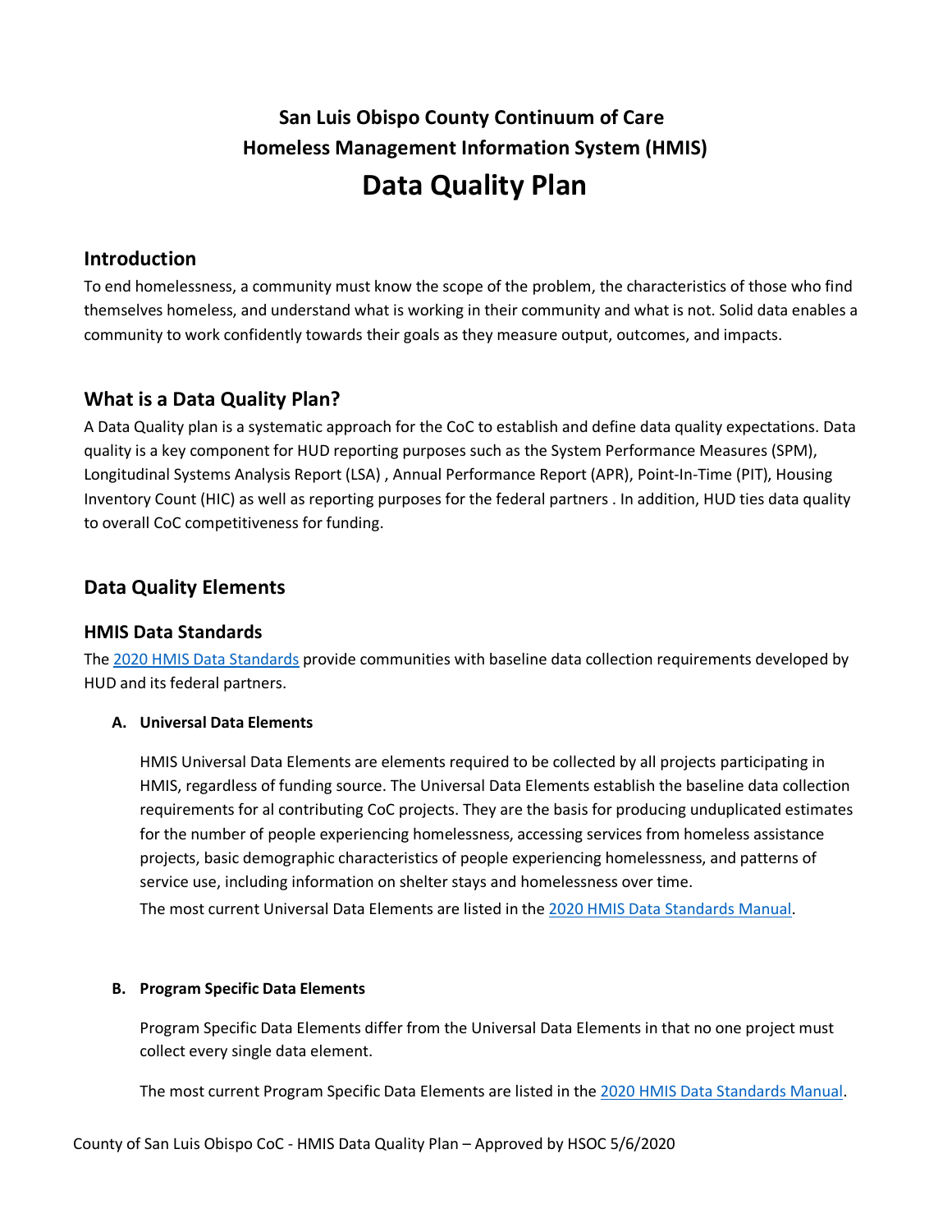# San Luis Obispo County Continuum of Care
# Homeless Management Information System (HMIS)
# Data Quality Plan

## Introduction

To end homelessness, a community must know the scope of the problem, the characteristics of those who find themselves homeless, and understand what is working in their community and what is not. Solid data enables a community to work confidently towards their goals as they measure output, outcomes, and impacts.

## What is a Data Quality Plan?

A Data Quality plan is a systematic approach for the CoC to establish and define data quality expectations. Data quality is a key component for HUD reporting purposes such as the System Performance Measures (SPM), Longitudinal Systems Analysis Report (LSA) , Annual Performance Report (APR), Point-In-Time (PIT), Housing Inventory Count (HIC) as well as reporting purposes for the federal partners . In addition, HUD ties data quality to overall CoC competitiveness for funding.

## Data Quality Elements

### HMIS Data Standards

The 2020 HMIS Data Standards provide communities with baseline data collection requirements developed by HUD and its federal partners.

**A. Universal Data Elements**

HMIS Universal Data Elements are elements required to be collected by all projects participating in HMIS, regardless of funding source. The Universal Data Elements establish the baseline data collection requirements for al contributing CoC projects. They are the basis for producing unduplicated estimates for the number of people experiencing homelessness, accessing services from homeless assistance projects, basic demographic characteristics of people experiencing homelessness, and patterns of service use, including information on shelter stays and homelessness over time.

The most current Universal Data Elements are listed in the 2020 HMIS Data Standards Manual.

**B. Program Specific Data Elements**

Program Specific Data Elements differ from the Universal Data Elements in that no one project must collect every single data element.

The most current Program Specific Data Elements are listed in the 2020 HMIS Data Standards Manual.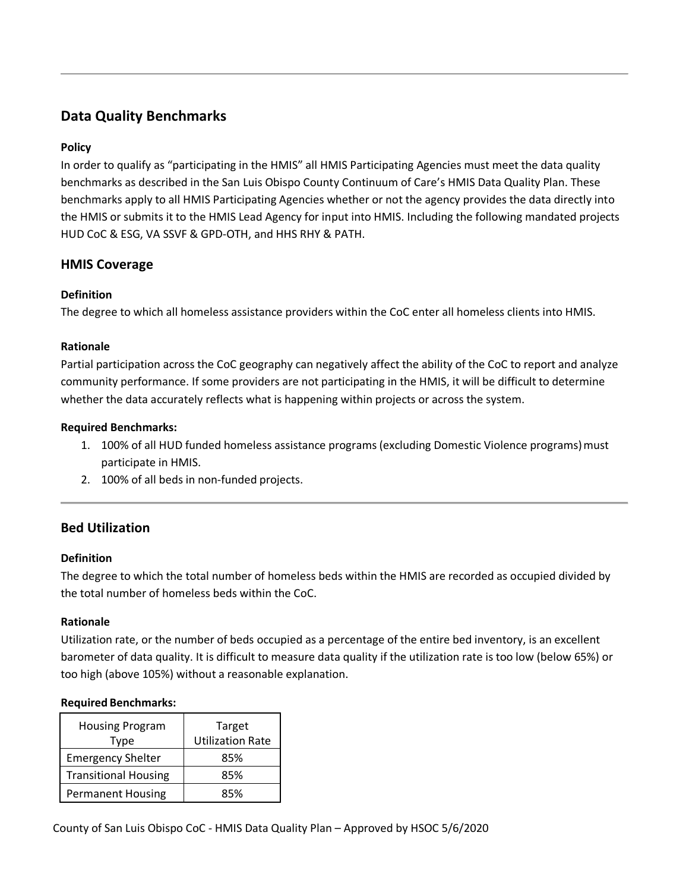## Data Quality Benchmarks

**Policy**

In order to qualify as "participating in the HMIS" all HMIS Participating Agencies must meet the data quality benchmarks as described in the San Luis Obispo County Continuum of Care's HMIS Data Quality Plan. These benchmarks apply to all HMIS Participating Agencies whether or not the agency provides the data directly into the HMIS or submits it to the HMIS Lead Agency for input into HMIS. Including the following mandated projects HUD CoC & ESG, VA SSVF & GPD-OTH, and HHS RHY & PATH.

## HMIS Coverage

**Definition**

The degree to which all homeless assistance providers within the CoC enter all homeless clients into HMIS.

**Rationale**

Partial participation across the CoC geography can negatively affect the ability of the CoC to report and analyze community performance. If some providers are not participating in the HMIS, it will be difficult to determine whether the data accurately reflects what is happening within projects or across the system.

**Required Benchmarks:**

1. 100% of all HUD funded homeless assistance programs (excluding Domestic Violence programs) must participate in HMIS.
2. 100% of all beds in non-funded projects.

## Bed Utilization

**Definition**

The degree to which the total number of homeless beds within the HMIS are recorded as occupied divided by the total number of homeless beds within the CoC.

**Rationale**

Utilization rate, or the number of beds occupied as a percentage of the entire bed inventory, is an excellent barometer of data quality. It is difficult to measure data quality if the utilization rate is too low (below 65%) or too high (above 105%) without a reasonable explanation.

**Required Benchmarks:**

| Housing Program Type | Target Utilization Rate |
|---|---|
| Emergency Shelter | 85% |
| Transitional Housing | 85% |
| Permanent Housing | 85% |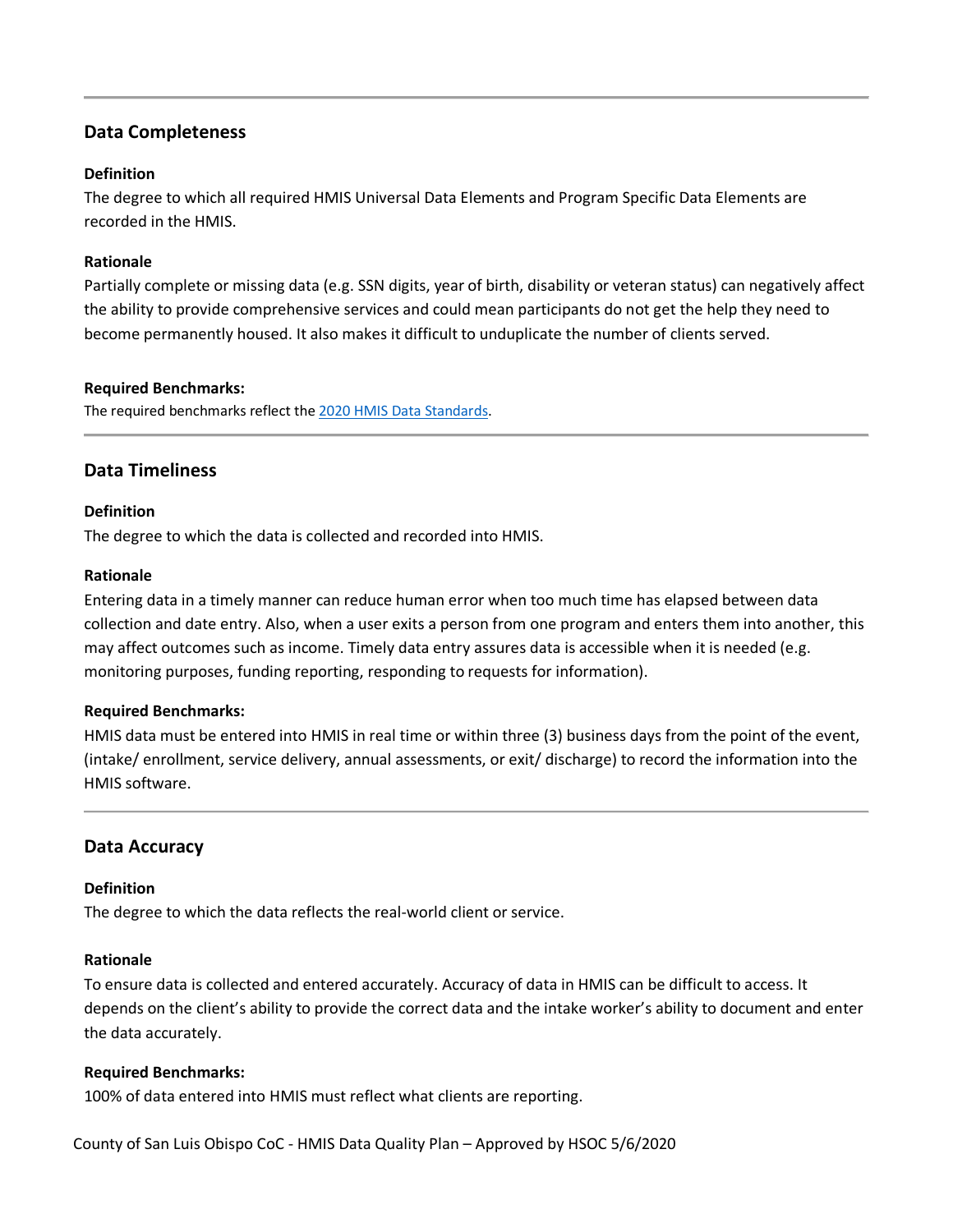---

## Data Completeness

### Definition

The degree to which all required HMIS Universal Data Elements and Program Specific Data Elements are recorded in the HMIS.

### Rationale

Partially complete or missing data (e.g. SSN digits, year of birth, disability or veteran status) can negatively affect the ability to provide comprehensive services and could mean participants do not get the help they need to become permanently housed. It also makes it difficult to unduplicate the number of clients served.

### Required Benchmarks:

The required benchmarks reflect the 2020 HMIS Data Standards.

---

## Data Timeliness

### Definition

The degree to which the data is collected and recorded into HMIS.

### Rationale

Entering data in a timely manner can reduce human error when too much time has elapsed between data collection and date entry. Also, when a user exits a person from one program and enters them into another, this may affect outcomes such as income. Timely data entry assures data is accessible when it is needed (e.g. monitoring purposes, funding reporting, responding to requests for information).

### Required Benchmarks:

HMIS data must be entered into HMIS in real time or within three (3) business days from the point of the event, (intake/ enrollment, service delivery, annual assessments, or exit/ discharge) to record the information into the HMIS software.

---

## Data Accuracy

### Definition

The degree to which the data reflects the real-world client or service.

### Rationale

To ensure data is collected and entered accurately. Accuracy of data in HMIS can be difficult to access. It depends on the client's ability to provide the correct data and the intake worker's ability to document and enter the data accurately.

### Required Benchmarks:

100% of data entered into HMIS must reflect what clients are reporting.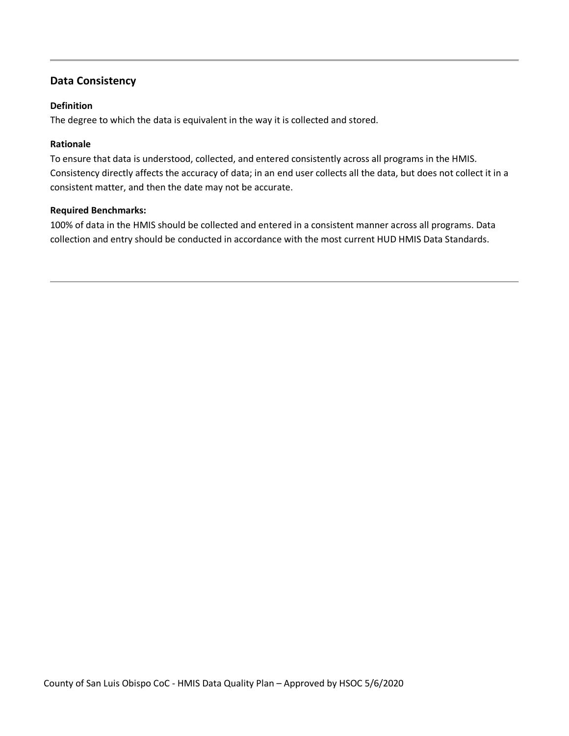---

## Data Consistency

**Definition**

The degree to which the data is equivalent in the way it is collected and stored.

**Rationale**

To ensure that data is understood, collected, and entered consistently across all programs in the HMIS. Consistency directly affects the accuracy of data; in an end user collects all the data, but does not collect it in a consistent matter, and then the date may not be accurate.

**Required Benchmarks:**

100% of data in the HMIS should be collected and entered in a consistent manner across all programs. Data collection and entry should be conducted in accordance with the most current HUD HMIS Data Standards.

---